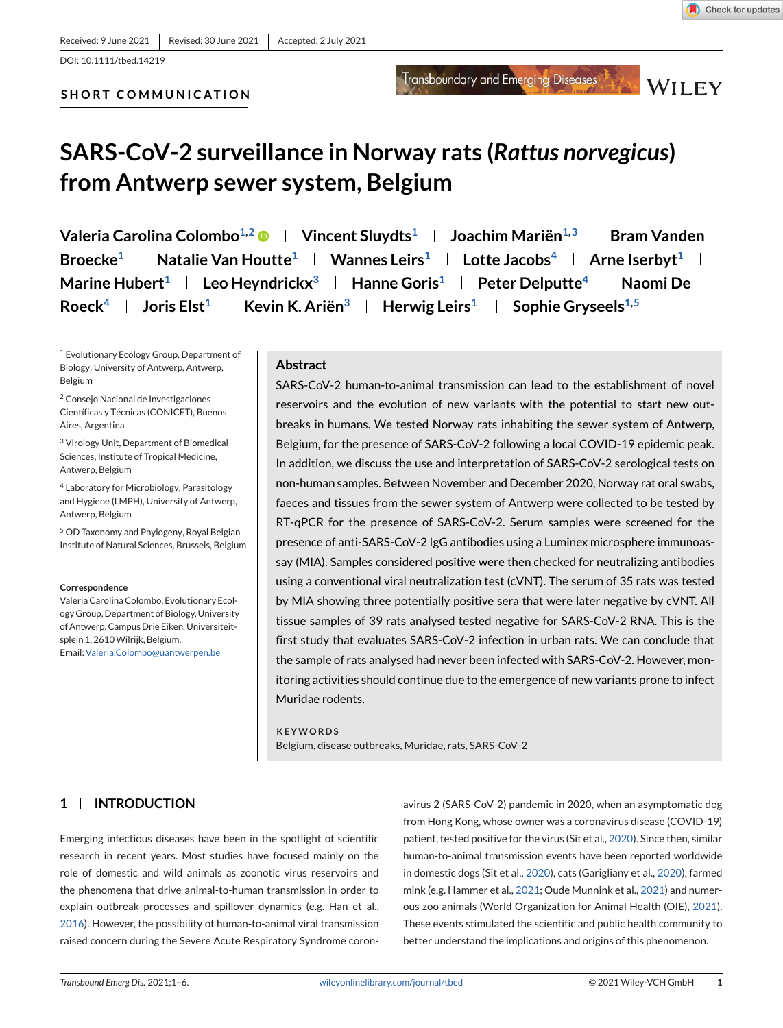Received: 9 June 2021 | Revised: 30 June 2021 | Accepted: 2 July 2021

DOI: 10.1111/tbed.14219

SHORT COMMUNICATION

# SARS-CoV-2 surveillance in Norway rats (*Rattus norvegicus*) from Antwerp sewer system, Belgium

Valeria Carolina Colombo[1,2] | Vincent Sluydts[1] | Joachim Mariën[1,3] | Bram Vanden Broecke[1] | Natalie Van Houtte[1] | Wannes Leirs[1] | Lotte Jacobs[4] | Arne Iserbyt[1] | Marine Hubert[1] | Leo Heyndrickx[3] | Hanne Goris[1] | Peter Delputte[4] | Naomi De Roeck[4] | Joris Elst[1] | Kevin K. Ariën[3] | Herwig Leirs[1] | Sophie Gryseels[1,5]

[1] Evolutionary Ecology Group, Department of Biology, University of Antwerp, Antwerp, Belgium

[2] Consejo Nacional de Investigaciones Científicas y Técnicas (CONICET), Buenos Aires, Argentina

[3] Virology Unit, Department of Biomedical Sciences, Institute of Tropical Medicine, Antwerp, Belgium

[4] Laboratory for Microbiology, Parasitology and Hygiene (LMPH), University of Antwerp, Antwerp, Belgium

[5] OD Taxonomy and Phylogeny, Royal Belgian Institute of Natural Sciences, Brussels, Belgium

**Correspondence**

Valeria Carolina Colombo, Evolutionary Ecology Group, Department of Biology, University of Antwerp, Campus Drie Eiken, Universiteitsplein 1, 2610 Wilrijk, Belgium.
Email: Valeria.Colombo@uantwerpen.be

## Abstract

SARS-CoV-2 human-to-animal transmission can lead to the establishment of novel reservoirs and the evolution of new variants with the potential to start new outbreaks in humans. We tested Norway rats inhabiting the sewer system of Antwerp, Belgium, for the presence of SARS-CoV-2 following a local COVID-19 epidemic peak. In addition, we discuss the use and interpretation of SARS-CoV-2 serological tests on non-human samples. Between November and December 2020, Norway rat oral swabs, faeces and tissues from the sewer system of Antwerp were collected to be tested by RT-qPCR for the presence of SARS-CoV-2. Serum samples were screened for the presence of anti-SARS-CoV-2 IgG antibodies using a Luminex microsphere immunoassay (MIA). Samples considered positive were then checked for neutralizing antibodies using a conventional viral neutralization test (cVNT). The serum of 35 rats was tested by MIA showing three potentially positive sera that were later negative by cVNT. All tissue samples of 39 rats analysed tested negative for SARS-CoV-2 RNA. This is the first study that evaluates SARS-CoV-2 infection in urban rats. We can conclude that the sample of rats analysed had never been infected with SARS-CoV-2. However, monitoring activities should continue due to the emergence of new variants prone to infect Muridae rodents.

**KEYWORDS**

Belgium, disease outbreaks, Muridae, rats, SARS-CoV-2

## 1 | INTRODUCTION

Emerging infectious diseases have been in the spotlight of scientific research in recent years. Most studies have focused mainly on the role of domestic and wild animals as zoonotic virus reservoirs and the phenomena that drive animal-to-human transmission in order to explain outbreak processes and spillover dynamics (e.g. Han et al., 2016). However, the possibility of human-to-animal viral transmission raised concern during the Severe Acute Respiratory Syndrome coronavirus 2 (SARS-CoV-2) pandemic in 2020, when an asymptomatic dog from Hong Kong, whose owner was a coronavirus disease (COVID-19) patient, tested positive for the virus (Sit et al., 2020). Since then, similar human-to-animal transmission events have been reported worldwide in domestic dogs (Sit et al., 2020), cats (Garigliany et al., 2020), farmed mink (e.g. Hammer et al., 2021; Oude Munnink et al., 2021) and numerous zoo animals (World Organization for Animal Health (OIE), 2021). These events stimulated the scientific and public health community to better understand the implications and origins of this phenomenon.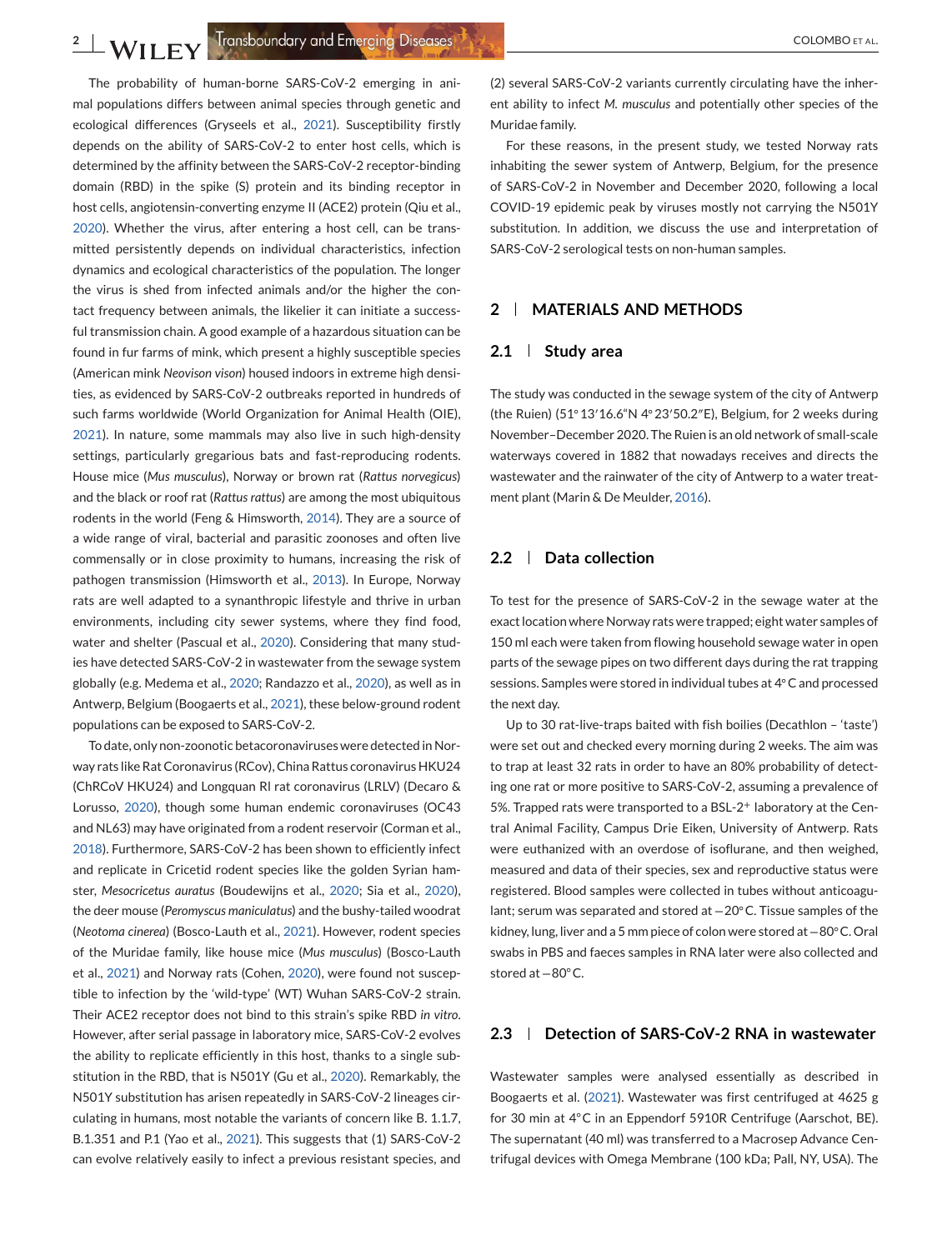The probability of human-borne SARS-CoV-2 emerging in animal populations differs between animal species through genetic and ecological differences (Gryseels et al., 2021). Susceptibility firstly depends on the ability of SARS-CoV-2 to enter host cells, which is determined by the affinity between the SARS-CoV-2 receptor-binding domain (RBD) in the spike (S) protein and its binding receptor in host cells, angiotensin-converting enzyme II (ACE2) protein (Qiu et al., 2020). Whether the virus, after entering a host cell, can be transmitted persistently depends on individual characteristics, infection dynamics and ecological characteristics of the population. The longer the virus is shed from infected animals and/or the higher the contact frequency between animals, the likelier it can initiate a successful transmission chain. A good example of a hazardous situation can be found in fur farms of mink, which present a highly susceptible species (American mink *Neovison vison*) housed indoors in extreme high densities, as evidenced by SARS-CoV-2 outbreaks reported in hundreds of such farms worldwide (World Organization for Animal Health (OIE), 2021). In nature, some mammals may also live in such high-density settings, particularly gregarious bats and fast-reproducing rodents. House mice (*Mus musculus*), Norway or brown rat (*Rattus norvegicus*) and the black or roof rat (*Rattus rattus*) are among the most ubiquitous rodents in the world (Feng & Himsworth, 2014). They are a source of a wide range of viral, bacterial and parasitic zoonoses and often live commensally or in close proximity to humans, increasing the risk of pathogen transmission (Himsworth et al., 2013). In Europe, Norway rats are well adapted to a synanthropic lifestyle and thrive in urban environments, including city sewer systems, where they find food, water and shelter (Pascual et al., 2020). Considering that many studies have detected SARS-CoV-2 in wastewater from the sewage system globally (e.g. Medema et al., 2020; Randazzo et al., 2020), as well as in Antwerp, Belgium (Boogaerts et al., 2021), these below-ground rodent populations can be exposed to SARS-CoV-2.

To date, only non-zoonotic betacoronaviruses were detected in Norway rats like Rat Coronavirus (RCov), China Rattus coronavirus HKU24 (ChRCoV HKU24) and Longquan Rl rat coronavirus (LRLV) (Decaro & Lorusso, 2020), though some human endemic coronaviruses (OC43 and NL63) may have originated from a rodent reservoir (Corman et al., 2018). Furthermore, SARS-CoV-2 has been shown to efficiently infect and replicate in Cricetid rodent species like the golden Syrian hamster, *Mesocricetus auratus* (Boudewijns et al., 2020; Sia et al., 2020), the deer mouse (*Peromyscus maniculatus*) and the bushy-tailed woodrat (*Neotoma cinerea*) (Bosco-Lauth et al., 2021). However, rodent species of the Muridae family, like house mice (*Mus musculus*) (Bosco-Lauth et al., 2021) and Norway rats (Cohen, 2020), were found not susceptible to infection by the 'wild-type' (WT) Wuhan SARS-CoV-2 strain. Their ACE2 receptor does not bind to this strain's spike RBD *in vitro*. However, after serial passage in laboratory mice, SARS-CoV-2 evolves the ability to replicate efficiently in this host, thanks to a single substitution in the RBD, that is N501Y (Gu et al., 2020). Remarkably, the N501Y substitution has arisen repeatedly in SARS-CoV-2 lineages circulating in humans, most notable the variants of concern like B. 1.1.7, B.1.351 and P.1 (Yao et al., 2021). This suggests that (1) SARS-CoV-2 can evolve relatively easily to infect a previous resistant species, and (2) several SARS-CoV-2 variants currently circulating have the inherent ability to infect *M. musculus* and potentially other species of the Muridae family.

For these reasons, in the present study, we tested Norway rats inhabiting the sewer system of Antwerp, Belgium, for the presence of SARS-CoV-2 in November and December 2020, following a local COVID-19 epidemic peak by viruses mostly not carrying the N501Y substitution. In addition, we discuss the use and interpretation of SARS-CoV-2 serological tests on non-human samples.

## 2 | MATERIALS AND METHODS

### 2.1 | Study area

The study was conducted in the sewage system of the city of Antwerp (the Ruien) (51° 13′16.6″N 4° 23′50.2″E), Belgium, for 2 weeks during November–December 2020. The Ruien is an old network of small-scale waterways covered in 1882 that nowadays receives and directs the wastewater and the rainwater of the city of Antwerp to a water treatment plant (Marin & De Meulder, 2016).

### 2.2 | Data collection

To test for the presence of SARS-CoV-2 in the sewage water at the exact location where Norway rats were trapped; eight water samples of 150 ml each were taken from flowing household sewage water in open parts of the sewage pipes on two different days during the rat trapping sessions. Samples were stored in individual tubes at 4° C and processed the next day.

Up to 30 rat-live-traps baited with fish boilies (Decathlon – 'taste') were set out and checked every morning during 2 weeks. The aim was to trap at least 32 rats in order to have an 80% probability of detecting one rat or more positive to SARS-CoV-2, assuming a prevalence of 5%. Trapped rats were transported to a BSL-2$^{+}$ laboratory at the Central Animal Facility, Campus Drie Eiken, University of Antwerp. Rats were euthanized with an overdose of isoflurane, and then weighed, measured and data of their species, sex and reproductive status were registered. Blood samples were collected in tubes without anticoagulant; serum was separated and stored at −20° C. Tissue samples of the kidney, lung, liver and a 5 mm piece of colon were stored at −80° C. Oral swabs in PBS and faeces samples in RNA later were also collected and stored at −80° C.

### 2.3 | Detection of SARS-CoV-2 RNA in wastewater

Wastewater samples were analysed essentially as described in Boogaerts et al. (2021). Wastewater was first centrifuged at 4625 g for 30 min at 4° C in an Eppendorf 5910R Centrifuge (Aarschot, BE). The supernatant (40 ml) was transferred to a Macrosep Advance Centrifugal devices with Omega Membrane (100 kDa; Pall, NY, USA). The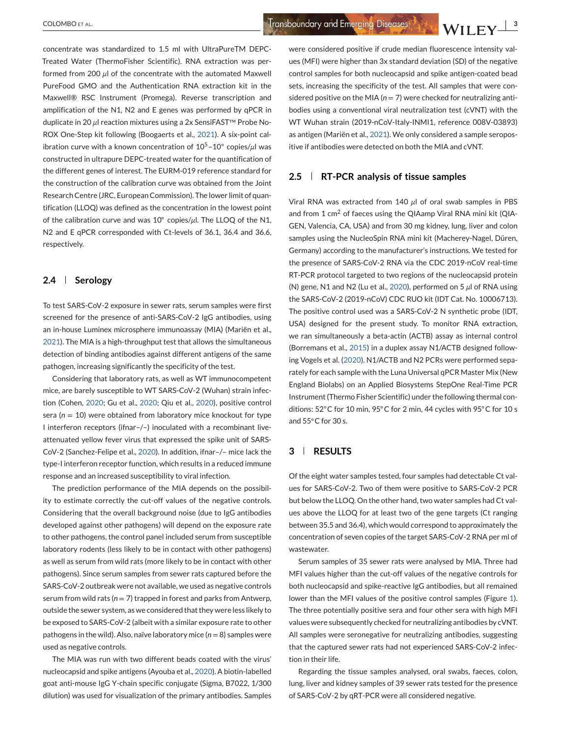concentrate was standardized to 1.5 ml with UltraPureTM DEPC-Treated Water (ThermoFisher Scientific). RNA extraction was performed from 200 $\mu$l of the concentrate with the automated Maxwell PureFood GMO and the Authentication RNA extraction kit in the Maxwell® RSC Instrument (Promega). Reverse transcription and amplification of the N1, N2 and E genes was performed by qPCR in duplicate in 20 $\mu$l reaction mixtures using a 2x SensiFAST™ Probe No-ROX One-Step kit following (Boogaerts et al., 2021). A six-point calibration curve with a known concentration of $10^5$–$10^\circ$ copies/$\mu$l was constructed in ultrapure DEPC-treated water for the quantification of the different genes of interest. The EURM-019 reference standard for the construction of the calibration curve was obtained from the Joint Research Centre (JRC, European Commission). The lower limit of quantification (LLOQ) was defined as the concentration in the lowest point of the calibration curve and was $10^\circ$ copies/$\mu$l. The LLOQ of the N1, N2 and E qPCR corresponded with Ct-levels of 36.1, 36.4 and 36.6, respectively.

### 2.4 | Serology

To test SARS-CoV-2 exposure in sewer rats, serum samples were first screened for the presence of anti-SARS-CoV-2 IgG antibodies, using an in-house Luminex microsphere immunoassay (MIA) (Mariën et al., 2021). The MIA is a high-throughput test that allows the simultaneous detection of binding antibodies against different antigens of the same pathogen, increasing significantly the specificity of the test.

Considering that laboratory rats, as well as WT immunocompetent mice, are barely susceptible to WT SARS-CoV-2 (Wuhan) strain infection (Cohen, 2020; Gu et al., 2020; Qiu et al., 2020), positive control sera ($n = 10$) were obtained from laboratory mice knockout for type I interferon receptors (ifnar–/–) inoculated with a recombinant live-attenuated yellow fever virus that expressed the spike unit of SARS-CoV-2 (Sanchez-Felipe et al., 2020). In addition, ifnar–/– mice lack the type-I interferon receptor function, which results in a reduced immune response and an increased susceptibility to viral infection.

The prediction performance of the MIA depends on the possibility to estimate correctly the cut-off values of the negative controls. Considering that the overall background noise (due to IgG antibodies developed against other pathogens) will depend on the exposure rate to other pathogens, the control panel included serum from susceptible laboratory rodents (less likely to be in contact with other pathogens) as well as serum from wild rats (more likely to be in contact with other pathogens). Since serum samples from sewer rats captured before the SARS-CoV-2 outbreak were not available, we used as negative controls serum from wild rats ($n = 7$) trapped in forest and parks from Antwerp, outside the sewer system, as we considered that they were less likely to be exposed to SARS-CoV-2 (albeit with a similar exposure rate to other pathogens in the wild). Also, naïve laboratory mice ($n = 8$) samples were used as negative controls.

The MIA was run with two different beads coated with the virus' nucleocapsid and spike antigens (Ayouba et al., 2020). A biotin-labelled goat anti-mouse IgG Y-chain specific conjugate (Sigma, B7022, 1/300 dilution) was used for visualization of the primary antibodies. Samples were considered positive if crude median fluorescence intensity values (MFI) were higher than 3x standard deviation (SD) of the negative control samples for both nucleocapsid and spike antigen-coated bead sets, increasing the specificity of the test. All samples that were considered positive on the MIA ($n = 7$) were checked for neutralizing antibodies using a conventional viral neutralization test (cVNT) with the WT Wuhan strain (2019-nCoV-Italy-INMI1, reference 008V-03893) as antigen (Mariën et al., 2021). We only considered a sample seropositive if antibodies were detected on both the MIA and cVNT.

### 2.5 | RT-PCR analysis of tissue samples

Viral RNA was extracted from 140 $\mu$l of oral swab samples in PBS and from 1 cm$^2$ of faeces using the QIAamp Viral RNA mini kit (QIAGEN, Valencia, CA, USA) and from 30 mg kidney, lung, liver and colon samples using the NucleoSpin RNA mini kit (Macherey-Nagel, Düren, Germany) according to the manufacturer's instructions. We tested for the presence of SARS-CoV-2 RNA via the CDC 2019-nCoV real-time RT-PCR protocol targeted to two regions of the nucleocapsid protein (N) gene, N1 and N2 (Lu et al., 2020), performed on 5 $\mu$l of RNA using the SARS-CoV-2 (2019-nCoV) CDC RUO kit (IDT Cat. No. 10006713). The positive control used was a SARS-CoV-2 N synthetic probe (IDT, USA) designed for the present study. To monitor RNA extraction, we ran simultaneously a beta-actin (ACTB) assay as internal control (Borremans et al., 2015) in a duplex assay N1/ACTB designed following Vogels et al. (2020). N1/ACTB and N2 PCRs were performed separately for each sample with the Luna Universal qPCR Master Mix (New England Biolabs) on an Applied Biosystems StepOne Real-Time PCR Instrument (Thermo Fisher Scientific) under the following thermal conditions: 52°C for 10 min, 95°C for 2 min, 44 cycles with 95°C for 10 s and 55°C for 30 s.

## 3 | RESULTS

Of the eight water samples tested, four samples had detectable Ct values for SARS-CoV-2. Two of them were positive to SARS-CoV-2 PCR but below the LLOQ. On the other hand, two water samples had Ct values above the LLOQ for at least two of the gene targets (Ct ranging between 35.5 and 36.4), which would correspond to approximately the concentration of seven copies of the target SARS-CoV-2 RNA per ml of wastewater.

Serum samples of 35 sewer rats were analysed by MIA. Three had MFI values higher than the cut-off values of the negative controls for both nucleocapsid and spike-reactive IgG antibodies, but all remained lower than the MFI values of the positive control samples (Figure 1). The three potentially positive sera and four other sera with high MFI values were subsequently checked for neutralizing antibodies by cVNT. All samples were seronegative for neutralizing antibodies, suggesting that the captured sewer rats had not experienced SARS-CoV-2 infection in their life.

Regarding the tissue samples analysed, oral swabs, faeces, colon, lung, liver and kidney samples of 39 sewer rats tested for the presence of SARS-CoV-2 by qRT-PCR were all considered negative.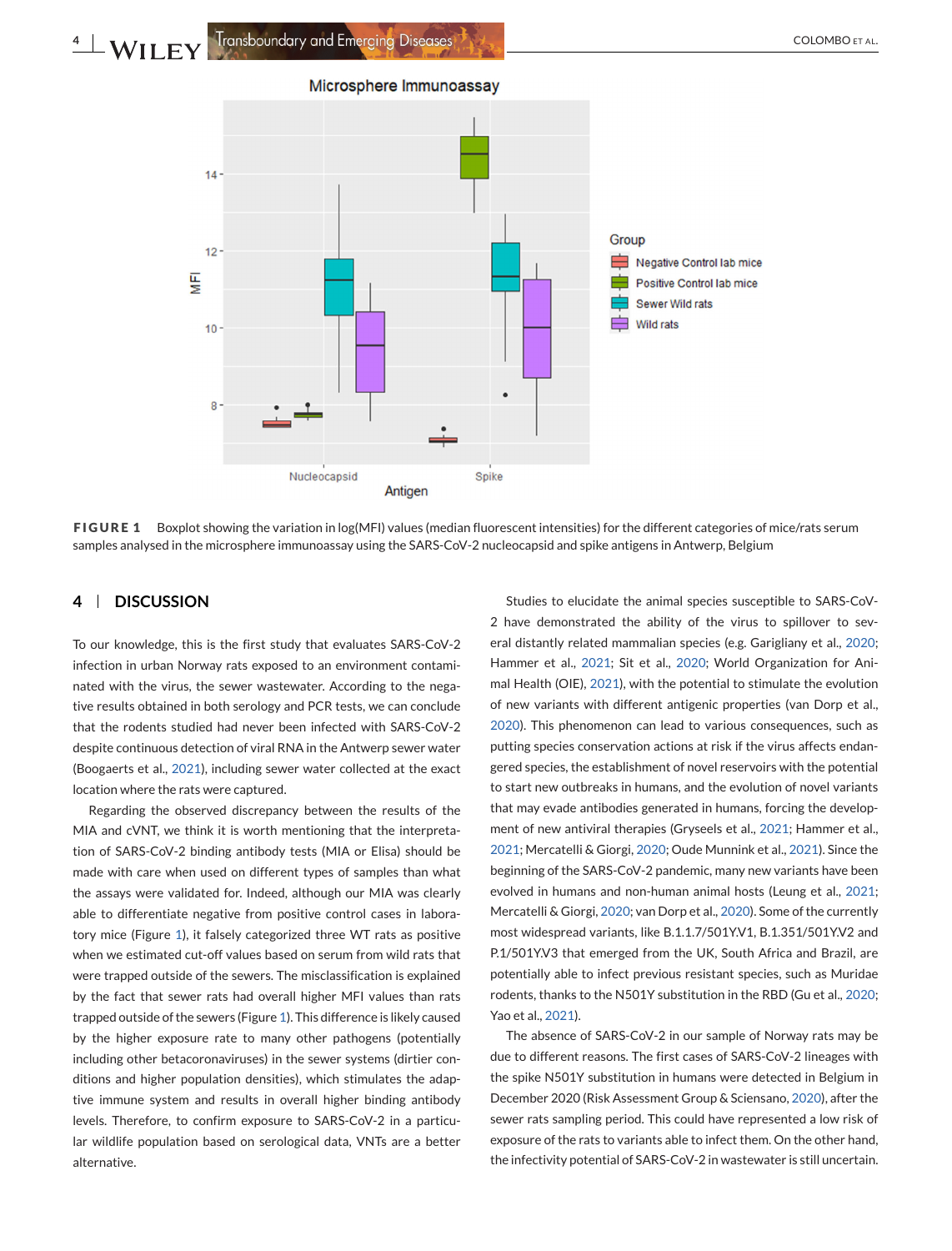**FIGURE 1** Boxplot showing the variation in log(MFI) values (median fluorescent intensities) for the different categories of mice/rats serum samples analysed in the microsphere immunoassay using the SARS-CoV-2 nucleocapsid and spike antigens in Antwerp, Belgium

## 4 | DISCUSSION

To our knowledge, this is the first study that evaluates SARS-CoV-2 infection in urban Norway rats exposed to an environment contaminated with the virus, the sewer wastewater. According to the negative results obtained in both serology and PCR tests, we can conclude that the rodents studied had never been infected with SARS-CoV-2 despite continuous detection of viral RNA in the Antwerp sewer water (Boogaerts et al., 2021), including sewer water collected at the exact location where the rats were captured.

Regarding the observed discrepancy between the results of the MIA and cVNT, we think it is worth mentioning that the interpretation of SARS-CoV-2 binding antibody tests (MIA or Elisa) should be made with care when used on different types of samples than what the assays were validated for. Indeed, although our MIA was clearly able to differentiate negative from positive control cases in laboratory mice (Figure 1), it falsely categorized three WT rats as positive when we estimated cut-off values based on serum from wild rats that were trapped outside of the sewers. The misclassification is explained by the fact that sewer rats had overall higher MFI values than rats trapped outside of the sewers (Figure 1). This difference is likely caused by the higher exposure rate to many other pathogens (potentially including other betacoronaviruses) in the sewer systems (dirtier conditions and higher population densities), which stimulates the adaptive immune system and results in overall higher binding antibody levels. Therefore, to confirm exposure to SARS-CoV-2 in a particular wildlife population based on serological data, VNTs are a better alternative.

Studies to elucidate the animal species susceptible to SARS-CoV-2 have demonstrated the ability of the virus to spillover to several distantly related mammalian species (e.g. Garigliany et al., 2020; Hammer et al., 2021; Sit et al., 2020; World Organization for Animal Health (OIE), 2021), with the potential to stimulate the evolution of new variants with different antigenic properties (van Dorp et al., 2020). This phenomenon can lead to various consequences, such as putting species conservation actions at risk if the virus affects endangered species, the establishment of novel reservoirs with the potential to start new outbreaks in humans, and the evolution of novel variants that may evade antibodies generated in humans, forcing the development of new antiviral therapies (Gryseels et al., 2021; Hammer et al., 2021; Mercatelli & Giorgi, 2020; Oude Munnink et al., 2021). Since the beginning of the SARS-CoV-2 pandemic, many new variants have been evolved in humans and non-human animal hosts (Leung et al., 2021; Mercatelli & Giorgi, 2020; van Dorp et al., 2020). Some of the currently most widespread variants, like B.1.1.7/501Y.V1, B.1.351/501Y.V2 and P.1/501Y.V3 that emerged from the UK, South Africa and Brazil, are potentially able to infect previous resistant species, such as Muridae rodents, thanks to the N501Y substitution in the RBD (Gu et al., 2020; Yao et al., 2021).

The absence of SARS-CoV-2 in our sample of Norway rats may be due to different reasons. The first cases of SARS-CoV-2 lineages with the spike N501Y substitution in humans were detected in Belgium in December 2020 (Risk Assessment Group & Sciensano, 2020), after the sewer rats sampling period. This could have represented a low risk of exposure of the rats to variants able to infect them. On the other hand, the infectivity potential of SARS-CoV-2 in wastewater is still uncertain.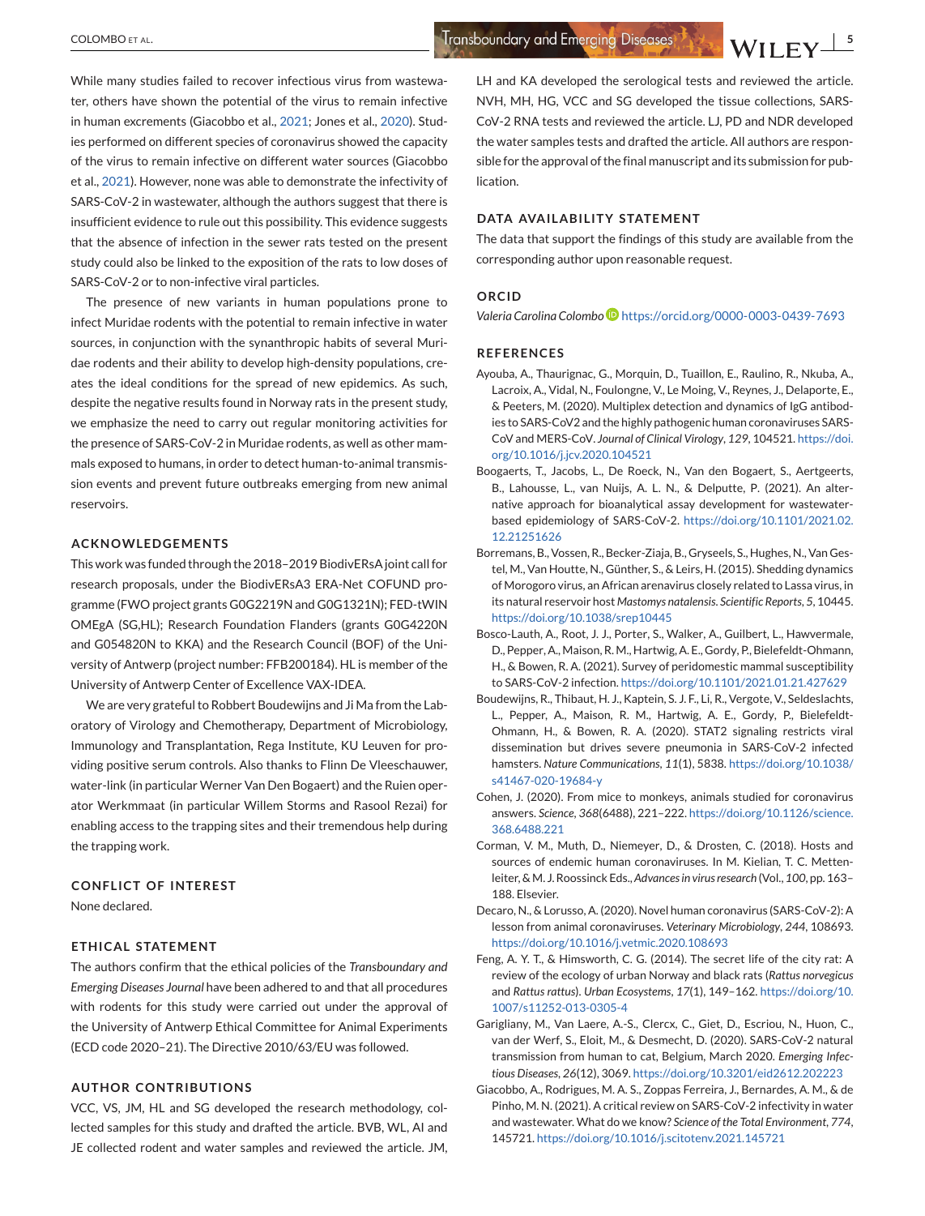While many studies failed to recover infectious virus from wastewater, others have shown the potential of the virus to remain infective in human excrements (Giacobbo et al., 2021; Jones et al., 2020). Studies performed on different species of coronavirus showed the capacity of the virus to remain infective on different water sources (Giacobbo et al., 2021). However, none was able to demonstrate the infectivity of SARS-CoV-2 in wastewater, although the authors suggest that there is insufficient evidence to rule out this possibility. This evidence suggests that the absence of infection in the sewer rats tested on the present study could also be linked to the exposition of the rats to low doses of SARS-CoV-2 or to non-infective viral particles.

The presence of new variants in human populations prone to infect Muridae rodents with the potential to remain infective in water sources, in conjunction with the synanthropic habits of several Muridae rodents and their ability to develop high-density populations, creates the ideal conditions for the spread of new epidemics. As such, despite the negative results found in Norway rats in the present study, we emphasize the need to carry out regular monitoring activities for the presence of SARS-CoV-2 in Muridae rodents, as well as other mammals exposed to humans, in order to detect human-to-animal transmission events and prevent future outbreaks emerging from new animal reservoirs.

## ACKNOWLEDGEMENTS

This work was funded through the 2018–2019 BiodivERsA joint call for research proposals, under the BiodivERsA3 ERA-Net COFUND programme (FWO project grants G0G2219N and G0G1321N); FED-tWIN OMEgA (SG,HL); Research Foundation Flanders (grants G0G4220N and G054820N to KKA) and the Research Council (BOF) of the University of Antwerp (project number: FFB200184). HL is member of the University of Antwerp Center of Excellence VAX-IDEA.

We are very grateful to Robbert Boudewijns and Ji Ma from the Laboratory of Virology and Chemotherapy, Department of Microbiology, Immunology and Transplantation, Rega Institute, KU Leuven for providing positive serum controls. Also thanks to Flinn De Vleeschauwer, water-link (in particular Werner Van Den Bogaert) and the Ruien operator Werkmmaat (in particular Willem Storms and Rasool Rezai) for enabling access to the trapping sites and their tremendous help during the trapping work.

## CONFLICT OF INTEREST

None declared.

## ETHICAL STATEMENT

The authors confirm that the ethical policies of the *Transboundary and Emerging Diseases Journal* have been adhered to and that all procedures with rodents for this study were carried out under the approval of the University of Antwerp Ethical Committee for Animal Experiments (ECD code 2020–21). The Directive 2010/63/EU was followed.

## AUTHOR CONTRIBUTIONS

VCC, VS, JM, HL and SG developed the research methodology, collected samples for this study and drafted the article. BVB, WL, AI and JE collected rodent and water samples and reviewed the article. JM, LH and KA developed the serological tests and reviewed the article. NVH, MH, HG, VCC and SG developed the tissue collections, SARS-CoV-2 RNA tests and reviewed the article. LJ, PD and NDR developed the water samples tests and drafted the article. All authors are responsible for the approval of the final manuscript and its submission for publication.

## DATA AVAILABILITY STATEMENT

The data that support the findings of this study are available from the corresponding author upon reasonable request.

## ORCID

*Valeria Carolina Colombo* https://orcid.org/0000-0003-0439-7693

## REFERENCES

Ayouba, A., Thaurignac, G., Morquin, D., Tuaillon, E., Raulino, R., Nkuba, A., Lacroix, A., Vidal, N., Foulongne, V., Le Moing, V., Reynes, J., Delaporte, E., & Peeters, M. (2020). Multiplex detection and dynamics of IgG antibodies to SARS-CoV2 and the highly pathogenic human coronaviruses SARS-CoV and MERS-CoV. *Journal of Clinical Virology*, *129*, 104521. https://doi.org/10.1016/j.jcv.2020.104521

Boogaerts, T., Jacobs, L., De Roeck, N., Van den Bogaert, S., Aertgeerts, B., Lahousse, L., van Nuijs, A. L. N., & Delputte, P. (2021). An alternative approach for bioanalytical assay development for wastewater-based epidemiology of SARS-CoV-2. https://doi.org/10.1101/2021.02.12.21251626

Borremans, B., Vossen, R., Becker-Ziaja, B., Gryseels, S., Hughes, N., Van Gestel, M., Van Houtte, N., Günther, S., & Leirs, H. (2015). Shedding dynamics of Morogoro virus, an African arenavirus closely related to Lassa virus, in its natural reservoir host *Mastomys natalensis*. *Scientific Reports*, *5*, 10445. https://doi.org/10.1038/srep10445

Bosco-Lauth, A., Root, J. J., Porter, S., Walker, A., Guilbert, L., Hawvermale, D., Pepper, A., Maison, R. M., Hartwig, A. E., Gordy, P., Bielefeldt-Ohmann, H., & Bowen, R. A. (2021). Survey of peridomestic mammal susceptibility to SARS-CoV-2 infection. https://doi.org/10.1101/2021.01.21.427629

Boudewijns, R., Thibaut, H. J., Kaptein, S. J. F., Li, R., Vergote, V., Seldeslachts, L., Pepper, A., Maison, R. M., Hartwig, A. E., Gordy, P., Bielefeldt-Ohmann, H., & Bowen, R. A. (2020). STAT2 signaling restricts viral dissemination but drives severe pneumonia in SARS-CoV-2 infected hamsters. *Nature Communications*, *11*(1), 5838. https://doi.org/10.1038/s41467-020-19684-y

Cohen, J. (2020). From mice to monkeys, animals studied for coronavirus answers. *Science*, *368*(6488), 221–222. https://doi.org/10.1126/science.368.6488.221

Corman, V. M., Muth, D., Niemeyer, D., & Drosten, C. (2018). Hosts and sources of endemic human coronaviruses. In M. Kielian, T. C. Mettenleiter, & M. J. Roossinck Eds., *Advances in virus research* (Vol., *100*, pp. 163–188. Elsevier.

Decaro, N., & Lorusso, A. (2020). Novel human coronavirus (SARS-CoV-2): A lesson from animal coronaviruses. *Veterinary Microbiology*, *244*, 108693. https://doi.org/10.1016/j.vetmic.2020.108693

Feng, A. Y. T., & Himsworth, C. G. (2014). The secret life of the city rat: A review of the ecology of urban Norway and black rats (*Rattus norvegicus* and *Rattus rattus*). *Urban Ecosystems*, *17*(1), 149–162. https://doi.org/10.1007/s11252-013-0305-4

Garigliany, M., Van Laere, A.-S., Clercx, C., Giet, D., Escriou, N., Huon, C., van der Werf, S., Eloit, M., & Desmecht, D. (2020). SARS-CoV-2 natural transmission from human to cat, Belgium, March 2020. *Emerging Infectious Diseases*, *26*(12), 3069. https://doi.org/10.3201/eid2612.202223

Giacobbo, A., Rodrigues, M. A. S., Zoppas Ferreira, J., Bernardes, A. M., & de Pinho, M. N. (2021). A critical review on SARS-CoV-2 infectivity in water and wastewater. What do we know? *Science of the Total Environment*, *774*, 145721. https://doi.org/10.1016/j.scitotenv.2021.145721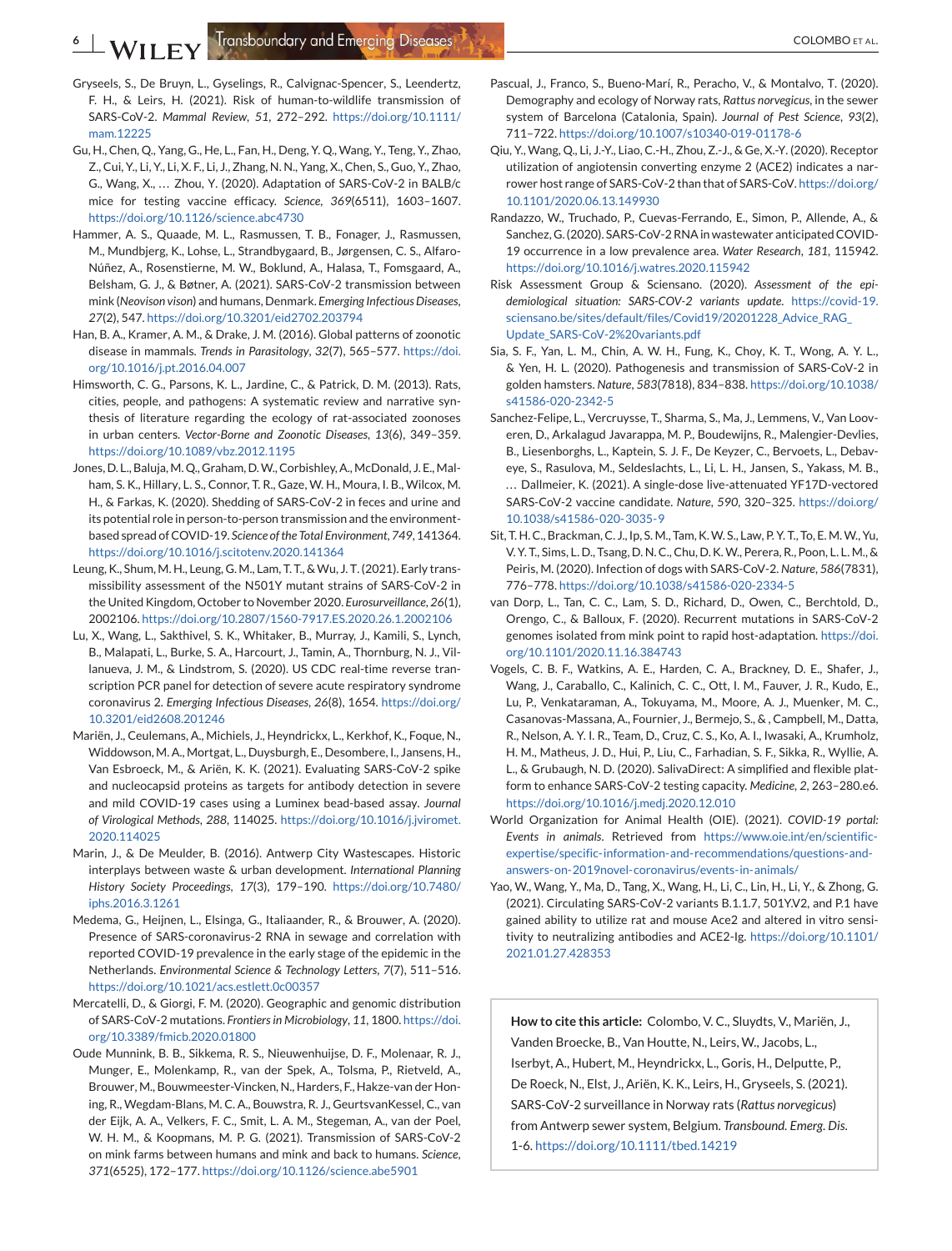Gryseels, S., De Bruyn, L., Gyselings, R., Calvignac-Spencer, S., Leendertz, F. H., & Leirs, H. (2021). Risk of human-to-wildlife transmission of SARS-CoV-2. *Mammal Review*, *51*, 272–292. https://doi.org/10.1111/mam.12225

Gu, H., Chen, Q., Yang, G., He, L., Fan, H., Deng, Y. Q., Wang, Y., Teng, Y., Zhao, Z., Cui, Y., Li, Y., Li, X. F., Li, J., Zhang, N. N., Yang, X., Chen, S., Guo, Y., Zhao, G., Wang, X., … Zhou, Y. (2020). Adaptation of SARS-CoV-2 in BALB/c mice for testing vaccine efficacy. *Science*, *369*(6511), 1603–1607. https://doi.org/10.1126/science.abc4730

Hammer, A. S., Quaade, M. L., Rasmussen, T. B., Fonager, J., Rasmussen, M., Mundbjerg, K., Lohse, L., Strandbygaard, B., Jørgensen, C. S., Alfaro-Núñez, A., Rosenstierne, M. W., Boklund, A., Halasa, T., Fomsgaard, A., Belsham, G. J., & Bøtner, A. (2021). SARS-CoV-2 transmission between mink (*Neovison vison*) and humans, Denmark. *Emerging Infectious Diseases*, *27*(2), 547. https://doi.org/10.3201/eid2702.203794

Han, B. A., Kramer, A. M., & Drake, J. M. (2016). Global patterns of zoonotic disease in mammals. *Trends in Parasitology*, *32*(7), 565–577. https://doi.org/10.1016/j.pt.2016.04.007

Himsworth, C. G., Parsons, K. L., Jardine, C., & Patrick, D. M. (2013). Rats, cities, people, and pathogens: A systematic review and narrative synthesis of literature regarding the ecology of rat-associated zoonoses in urban centers. *Vector-Borne and Zoonotic Diseases*, *13*(6), 349–359. https://doi.org/10.1089/vbz.2012.1195

Jones, D. L., Baluja, M. Q., Graham, D. W., Corbishley, A., McDonald, J. E., Malham, S. K., Hillary, L. S., Connor, T. R., Gaze, W. H., Moura, I. B., Wilcox, M. H., & Farkas, K. (2020). Shedding of SARS-CoV-2 in feces and urine and its potential role in person-to-person transmission and the environment-based spread of COVID-19. *Science of the Total Environment*, *749*, 141364. https://doi.org/10.1016/j.scitotenv.2020.141364

Leung, K., Shum, M. H., Leung, G. M., Lam, T. T., & Wu, J. T. (2021). Early transmissibility assessment of the N501Y mutant strains of SARS-CoV-2 in the United Kingdom, October to November 2020. *Eurosurveillance*, *26*(1), 2002106. https://doi.org/10.2807/1560-7917.ES.2020.26.1.2002106

Lu, X., Wang, L., Sakthivel, S. K., Whitaker, B., Murray, J., Kamili, S., Lynch, B., Malapati, L., Burke, S. A., Harcourt, J., Tamin, A., Thornburg, N. J., Villanueva, J. M., & Lindstrom, S. (2020). US CDC real-time reverse transcription PCR panel for detection of severe acute respiratory syndrome coronavirus 2. *Emerging Infectious Diseases*, *26*(8), 1654. https://doi.org/10.3201/eid2608.201246

Mariën, J., Ceulemans, A., Michiels, J., Heyndrickx, L., Kerkhof, K., Foque, N., Widdowson, M. A., Mortgat, L., Duysburgh, E., Desombere, I., Jansens, H., Van Esbroeck, M., & Ariën, K. K. (2021). Evaluating SARS-CoV-2 spike and nucleocapsid proteins as targets for antibody detection in severe and mild COVID-19 cases using a Luminex bead-based assay. *Journal of Virological Methods*, *288*, 114025. https://doi.org/10.1016/j.jviromet.2020.114025

Marin, J., & De Meulder, B. (2016). Antwerp City Wastescapes. Historic interplays between waste & urban development. *International Planning History Society Proceedings*, *17*(3), 179–190. https://doi.org/10.7480/iphs.2016.3.1261

Medema, G., Heijnen, L., Elsinga, G., Italiaander, R., & Brouwer, A. (2020). Presence of SARS-coronavirus-2 RNA in sewage and correlation with reported COVID-19 prevalence in the early stage of the epidemic in the Netherlands. *Environmental Science & Technology Letters*, *7*(7), 511–516. https://doi.org/10.1021/acs.estlett.0c00357

Mercatelli, D., & Giorgi, F. M. (2020). Geographic and genomic distribution of SARS-CoV-2 mutations. *Frontiers in Microbiology*, *11*, 1800. https://doi.org/10.3389/fmicb.2020.01800

Oude Munnink, B. B., Sikkema, R. S., Nieuwenhuijse, D. F., Molenaar, R. J., Munger, E., Molenkamp, R., van der Spek, A., Tolsma, P., Rietveld, A., Brouwer, M., Bouwmeester-Vincken, N., Harders, F., Hakze-van der Honing, R., Wegdam-Blans, M. C. A., Bouwstra, R. J., GeurtsvanKessel, C., van der Eijk, A. A., Velkers, F. C., Smit, L. A. M., Stegeman, A., van der Poel, W. H. M., & Koopmans, M. P. G. (2021). Transmission of SARS-CoV-2 on mink farms between humans and mink and back to humans. *Science*, *371*(6525), 172–177. https://doi.org/10.1126/science.abe5901

Pascual, J., Franco, S., Bueno-Marí, R., Peracho, V., & Montalvo, T. (2020). Demography and ecology of Norway rats, *Rattus norvegicus*, in the sewer system of Barcelona (Catalonia, Spain). *Journal of Pest Science*, *93*(2), 711–722. https://doi.org/10.1007/s10340-019-01178-6

Qiu, Y., Wang, Q., Li, J.-Y., Liao, C.-H., Zhou, Z.-J., & Ge, X.-Y. (2020). Receptor utilization of angiotensin converting enzyme 2 (ACE2) indicates a narrower host range of SARS-CoV-2 than that of SARS-CoV. https://doi.org/10.1101/2020.06.13.149930

Randazzo, W., Truchado, P., Cuevas-Ferrando, E., Simon, P., Allende, A., & Sanchez, G. (2020). SARS-CoV-2 RNA in wastewater anticipated COVID-19 occurrence in a low prevalence area. *Water Research*, *181*, 115942. https://doi.org/10.1016/j.watres.2020.115942

Risk Assessment Group & Sciensano. (2020). *Assessment of the epidemiological situation: SARS-COV-2 variants update*. https://covid-19.sciensano.be/sites/default/files/Covid19/20201228_Advice_RAG_Update_SARS-CoV-2%20variants.pdf

Sia, S. F., Yan, L. M., Chin, A. W. H., Fung, K., Choy, K. T., Wong, A. Y. L., & Yen, H. L. (2020). Pathogenesis and transmission of SARS-CoV-2 in golden hamsters. *Nature*, *583*(7818), 834–838. https://doi.org/10.1038/s41586-020-2342-5

Sanchez-Felipe, L., Vercruysse, T., Sharma, S., Ma, J., Lemmens, V., Van Looveren, D., Arkalagud Javarappa, M. P., Boudewijns, R., Malengier-Devlies, B., Liesenborghs, L., Kaptein, S. J. F., De Keyzer, C., Bervoets, L., Debaveye, S., Rasulova, M., Seldeslachts, L., Li, L. H., Jansen, S., Yakass, M. B., … Dallmeier, K. (2021). A single-dose live-attenuated YF17D-vectored SARS-CoV-2 vaccine candidate. *Nature*, *590*, 320–325. https://doi.org/10.1038/s41586-020-3035-9

Sit, T. H. C., Brackman, C. J., Ip, S. M., Tam, K. W. S., Law, P. Y. T., To, E. M. W., Yu, V. Y. T., Sims, L. D., Tsang, D. N. C., Chu, D. K. W., Perera, R., Poon, L. L. M., & Peiris, M. (2020). Infection of dogs with SARS-CoV-2. *Nature*, *586*(7831), 776–778. https://doi.org/10.1038/s41586-020-2334-5

van Dorp, L., Tan, C. C., Lam, S. D., Richard, D., Owen, C., Berchtold, D., Orengo, C., & Balloux, F. (2020). Recurrent mutations in SARS-CoV-2 genomes isolated from mink point to rapid host-adaptation. https://doi.org/10.1101/2020.11.16.384743

Vogels, C. B. F., Watkins, A. E., Harden, C. A., Brackney, D. E., Shafer, J., Wang, J., Caraballo, C., Kalinich, C. C., Ott, I. M., Fauver, J. R., Kudo, E., Lu, P., Venkataraman, A., Tokuyama, M., Moore, A. J., Muenker, M. C., Casanovas-Massana, A., Fournier, J., Bermejo, S., & , Campbell, M., Datta, R., Nelson, A. Y. I. R., Team, D., Cruz, C. S., Ko, A. I., Iwasaki, A., Krumholz, H. M., Matheus, J. D., Hui, P., Liu, C., Farhadian, S. F., Sikka, R., Wyllie, A. L., & Grubaugh, N. D. (2020). SalivaDirect: A simplified and flexible platform to enhance SARS-CoV-2 testing capacity. *Medicine*, *2*, 263–280.e6. https://doi.org/10.1016/j.medj.2020.12.010

World Organization for Animal Health (OIE). (2021). *COVID-19 portal: Events in animals*. Retrieved from https://www.oie.int/en/scientific-expertise/specific-information-and-recommendations/questions-and-answers-on-2019novel-coronavirus/events-in-animals/

Yao, W., Wang, Y., Ma, D., Tang, X., Wang, H., Li, C., Lin, H., Li, Y., & Zhong, G. (2021). Circulating SARS-CoV-2 variants B.1.1.7, 501Y.V2, and P.1 have gained ability to utilize rat and mouse Ace2 and altered in vitro sensitivity to neutralizing antibodies and ACE2-Ig. https://doi.org/10.1101/2021.01.27.428353

**How to cite this article:** Colombo, V. C., Sluydts, V., Mariën, J., Vanden Broecke, B., Van Houtte, N., Leirs, W., Jacobs, L., Iserbyt, A., Hubert, M., Heyndrickx, L., Goris, H., Delputte, P., De Roeck, N., Elst, J., Ariën, K. K., Leirs, H., Gryseels, S. (2021). SARS-CoV-2 surveillance in Norway rats (*Rattus norvegicus*) from Antwerp sewer system, Belgium. *Transbound. Emerg. Dis.* 1-6. https://doi.org/10.1111/tbed.14219